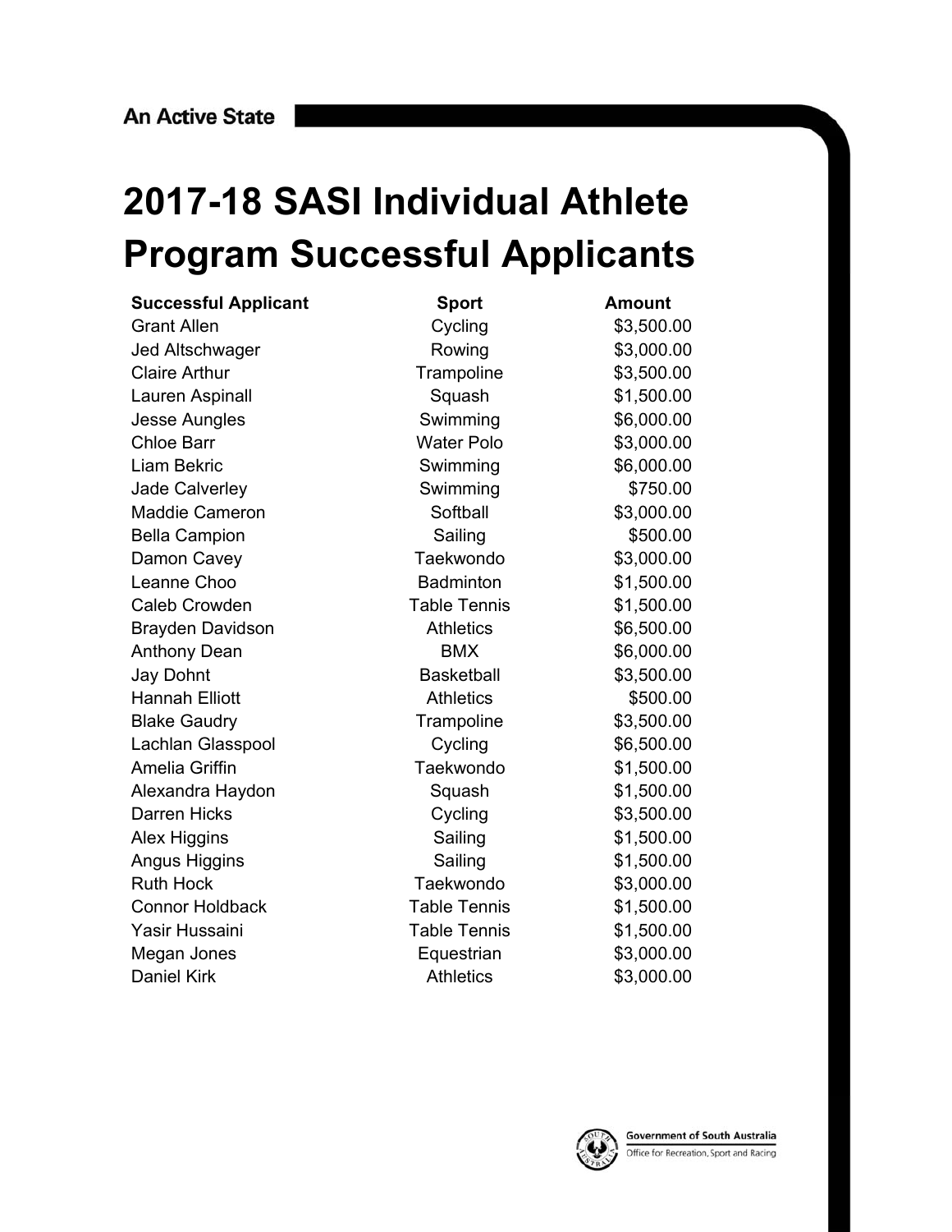An Active State

# 2017-18 SASI Individual Athlete Program Successful Applicants

| Successful Applicant | Sport | Amount |
|---|---|---|
| Grant Allen | Cycling | $3,500.00 |
| Jed Altschwager | Rowing | $3,000.00 |
| Claire Arthur | Trampoline | $3,500.00 |
| Lauren Aspinall | Squash | $1,500.00 |
| Jesse Aungles | Swimming | $6,000.00 |
| Chloe Barr | Water Polo | $3,000.00 |
| Liam Bekric | Swimming | $6,000.00 |
| Jade Calverley | Swimming | $750.00 |
| Maddie Cameron | Softball | $3,000.00 |
| Bella Campion | Sailing | $500.00 |
| Damon Cavey | Taekwondo | $3,000.00 |
| Leanne Choo | Badminton | $1,500.00 |
| Caleb Crowden | Table Tennis | $1,500.00 |
| Brayden Davidson | Athletics | $6,500.00 |
| Anthony Dean | BMX | $6,000.00 |
| Jay Dohnt | Basketball | $3,500.00 |
| Hannah Elliott | Athletics | $500.00 |
| Blake Gaudry | Trampoline | $3,500.00 |
| Lachlan Glasspool | Cycling | $6,500.00 |
| Amelia Griffin | Taekwondo | $1,500.00 |
| Alexandra Haydon | Squash | $1,500.00 |
| Darren Hicks | Cycling | $3,500.00 |
| Alex Higgins | Sailing | $1,500.00 |
| Angus Higgins | Sailing | $1,500.00 |
| Ruth Hock | Taekwondo | $3,000.00 |
| Connor Holdback | Table Tennis | $1,500.00 |
| Yasir Hussaini | Table Tennis | $1,500.00 |
| Megan Jones | Equestrian | $3,000.00 |
| Daniel Kirk | Athletics | $3,000.00 |

Government of South Australia
Office for Recreation, Sport and Racing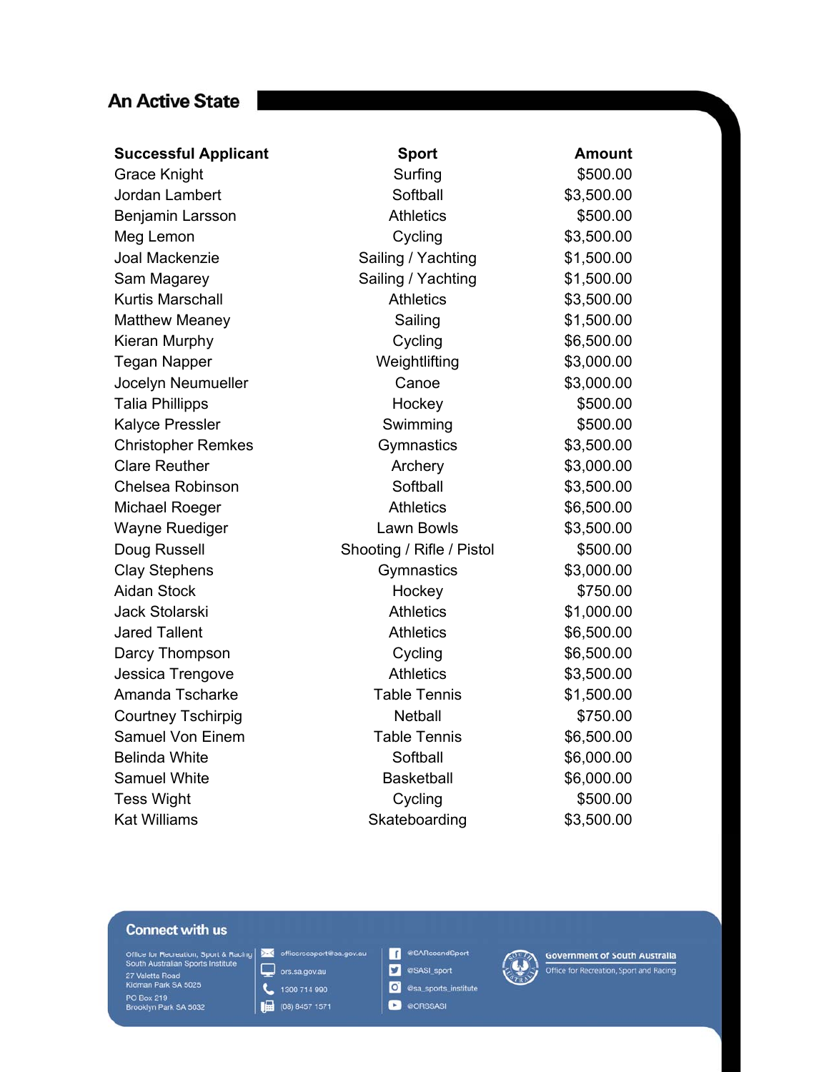## An Active State

| Successful Applicant | Sport | Amount |
|---|---|---|
| Grace Knight | Surfing | $500.00 |
| Jordan Lambert | Softball | $3,500.00 |
| Benjamin Larsson | Athletics | $500.00 |
| Meg Lemon | Cycling | $3,500.00 |
| Joal Mackenzie | Sailing / Yachting | $1,500.00 |
| Sam Magarey | Sailing / Yachting | $1,500.00 |
| Kurtis Marschall | Athletics | $3,500.00 |
| Matthew Meaney | Sailing | $1,500.00 |
| Kieran Murphy | Cycling | $6,500.00 |
| Tegan Napper | Weightlifting | $3,000.00 |
| Jocelyn Neumueller | Canoe | $3,000.00 |
| Talia Phillipps | Hockey | $500.00 |
| Kalyce Pressler | Swimming | $500.00 |
| Christopher Remkes | Gymnastics | $3,500.00 |
| Clare Reuther | Archery | $3,000.00 |
| Chelsea Robinson | Softball | $3,500.00 |
| Michael Roeger | Athletics | $6,500.00 |
| Wayne Ruediger | Lawn Bowls | $3,500.00 |
| Doug Russell | Shooting / Rifle / Pistol | $500.00 |
| Clay Stephens | Gymnastics | $3,000.00 |
| Aidan Stock | Hockey | $750.00 |
| Jack Stolarski | Athletics | $1,000.00 |
| Jared Tallent | Athletics | $6,500.00 |
| Darcy Thompson | Cycling | $6,500.00 |
| Jessica Trengove | Athletics | $3,500.00 |
| Amanda Tscharke | Table Tennis | $1,500.00 |
| Courtney Tschirpig | Netball | $750.00 |
| Samuel Von Einem | Table Tennis | $6,500.00 |
| Belinda White | Softball | $6,000.00 |
| Samuel White | Basketball | $6,000.00 |
| Tess Wight | Cycling | $500.00 |
| Kat Williams | Skateboarding | $3,500.00 |

**Connect with us**

Office for Recreation, Sport & Racing
South Australian Sports Institute
27 Valetta Road
Kidman Park SA 5025
PO Box 219
Brooklyn Park SA 5032

officerecsport@sa.gov.au
ors.sa.gov.au
1300 714 990
(08) 8457 1571

@SARecandSport
@SASI_sport
@sa_sports_institute
@ORSSASI

Government of South Australia
Office for Recreation, Sport and Racing